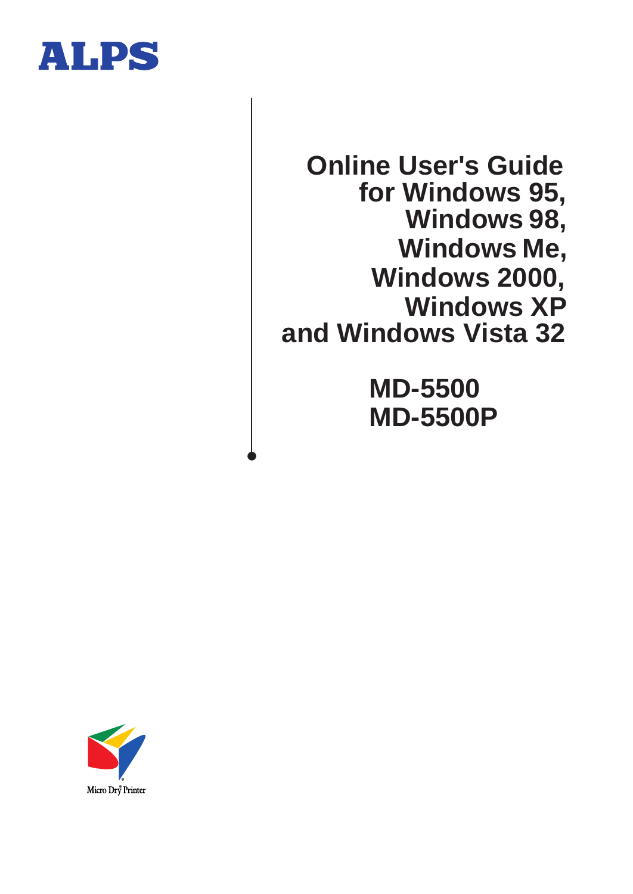ALPS

# Online User's Guide for Windows 95, Windows 98, Windows Me, Windows 2000, Windows XP and Windows Vista 32

## MD-5500
## MD-5500P

Micro Dry Printer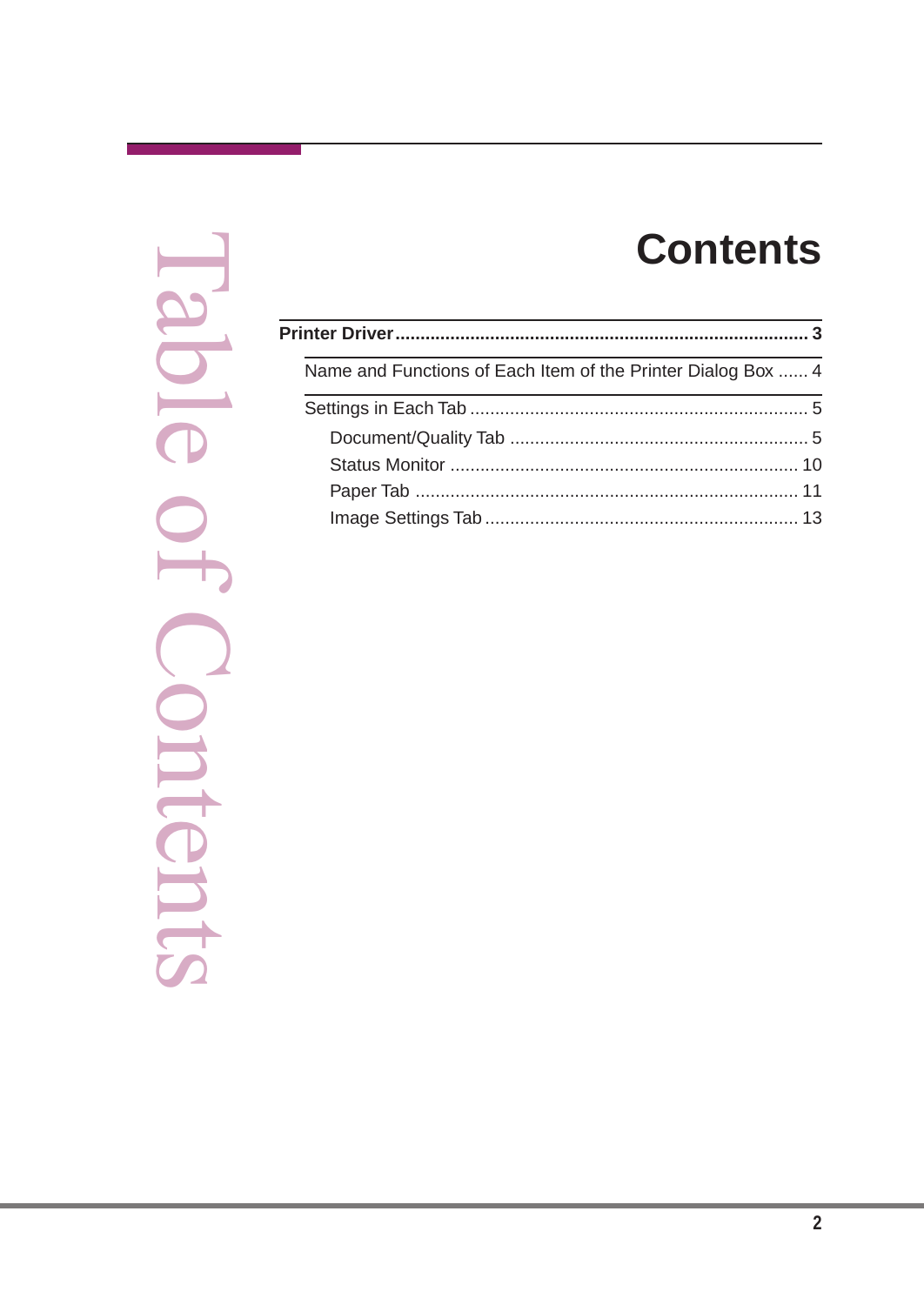# Table of Contents

## Contents

**Printer Driver** .................................................................................... **3**

- Name and Functions of Each Item of the Printer Dialog Box ...... 4
- Settings in Each Tab .................................................................... 5
  - Document/Quality Tab ............................................................ 5
  - Status Monitor ...................................................................... 10
  - Paper Tab ............................................................................ 11
  - Image Settings Tab ............................................................... 13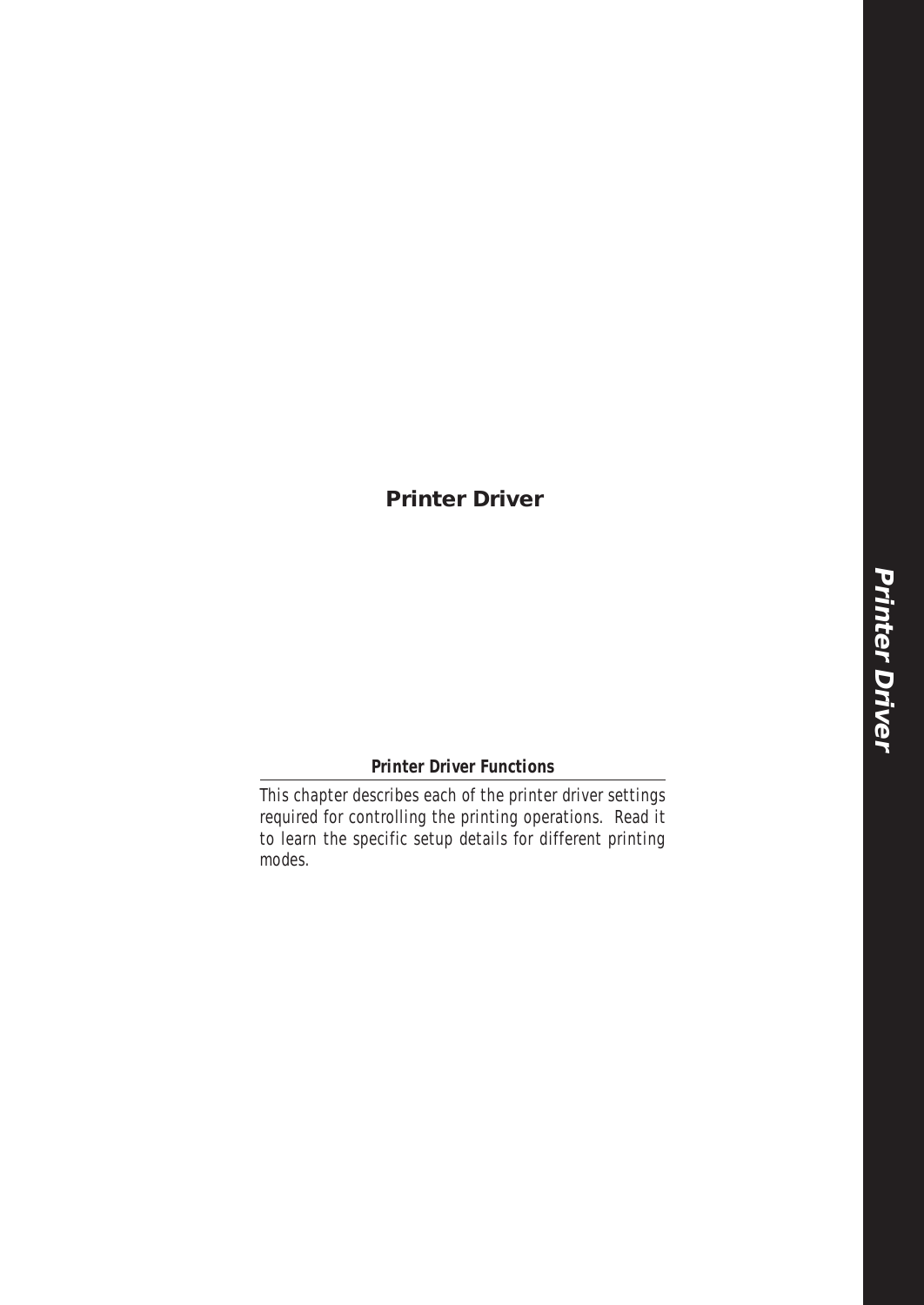# Printer Driver

### *Printer Driver Functions*

*This chapter describes each of the printer driver settings required for controlling the printing operations. Read it to learn the specific setup details for different printing modes.*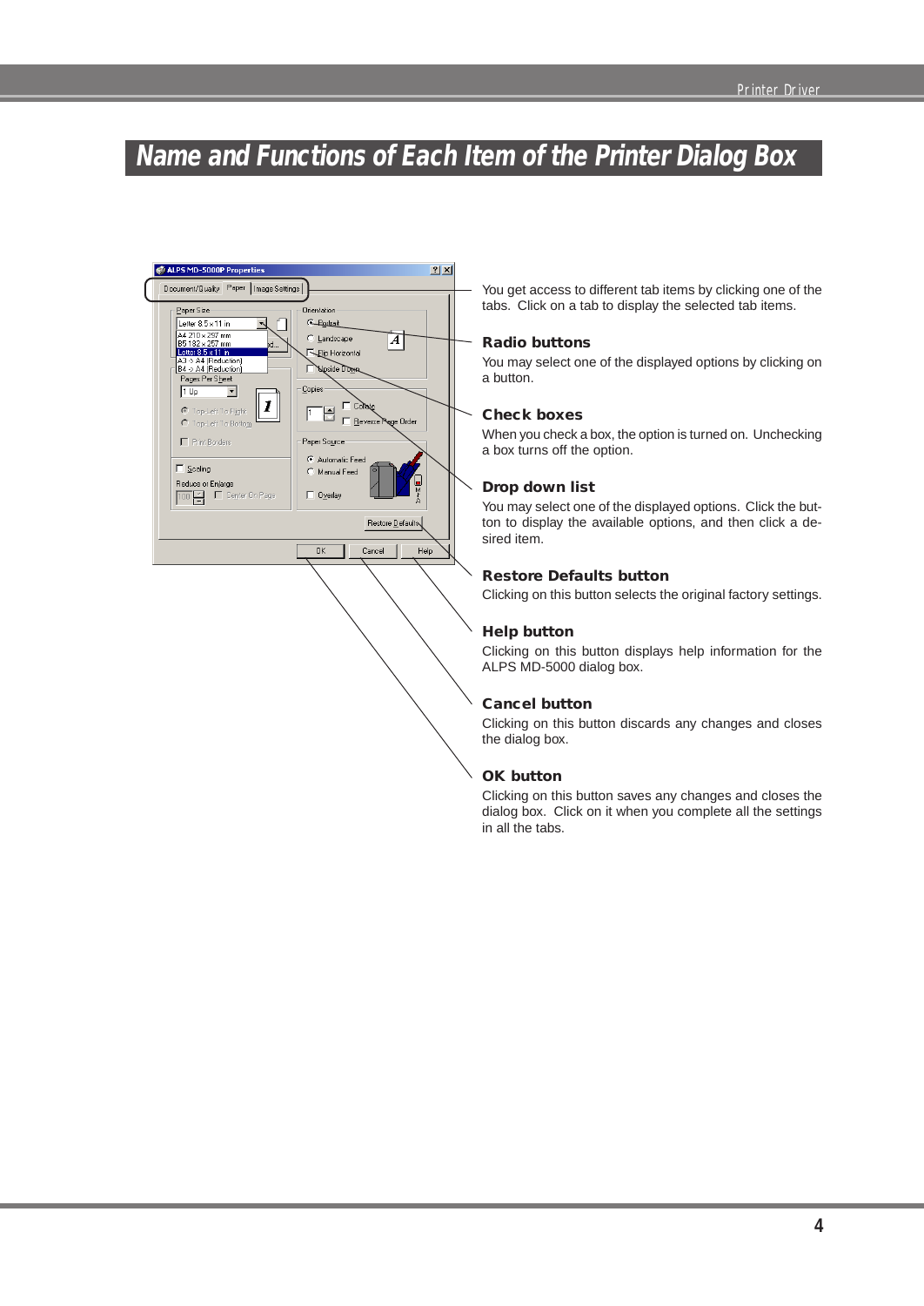# Name and Functions of Each Item of the Printer Dialog Box

You get access to different tab items by clicking one of the tabs. Click on a tab to display the selected tab items.

**Radio buttons**

You may select one of the displayed options by clicking on a button.

**Check boxes**

When you check a box, the option is turned on. Unchecking a box turns off the option.

**Drop down list**

You may select one of the displayed options. Click the button to display the available options, and then click a desired item.

**Restore Defaults button**

Clicking on this button selects the original factory settings.

**Help button**

Clicking on this button displays help information for the ALPS MD-5000 dialog box.

**Cancel button**

Clicking on this button discards any changes and closes the dialog box.

**OK button**

Clicking on this button saves any changes and closes the dialog box. Click on it when you complete all the settings in all the tabs.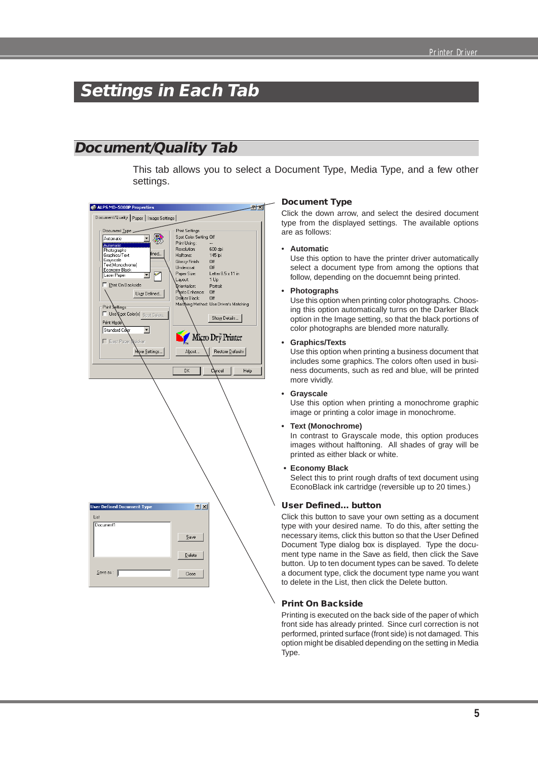# Settings in Each Tab

## Document/Quality Tab

This tab allows you to select a Document Type, Media Type, and a few other settings.

### Document Type

Click the down arrow, and select the desired document type from the displayed settings. The available options are as follows:

- **Automatic**
  Use this option to have the printer driver automatically select a document type from among the options that follow, depending on the docuemnt being printed.
- **Photographs**
  Use this option when printing color photographs. Choosing this option automatically turns on the Darker Black option in the Image setting, so that the black portions of color photographs are blended more naturally.
- **Graphics/Texts**
  Use this option when printing a business document that includes some graphics. The colors often used in business documents, such as red and blue, will be printed more vividly.
- **Grayscale**
  Use this option when printing a monochrome graphic image or printing a color image in monochrome.
- **Text (Monochrome)**
  In contrast to Grayscale mode, this option produces images without halftoning. All shades of gray will be printed as either black or white.
- **Economy Black**
  Select this to print rough drafts of text document using EconoBlack ink cartridge (reversible up to 20 times.)

### User Defined... button

Click this button to save your own setting as a document type with your desired name. To do this, after setting the necessary items, click this button so that the User Defined Document Type dialog box is displayed. Type the document type name in the Save as field, then click the Save button. Up to ten document types can be saved. To delete a document type, click the document type name you want to delete in the List, then click the Delete button.

### Print On Backside

Printing is executed on the back side of the paper of which front side has already printed. Since curl correction is not performed, printed surface (front side) is not damaged. This option might be disabled depending on the setting in Media Type.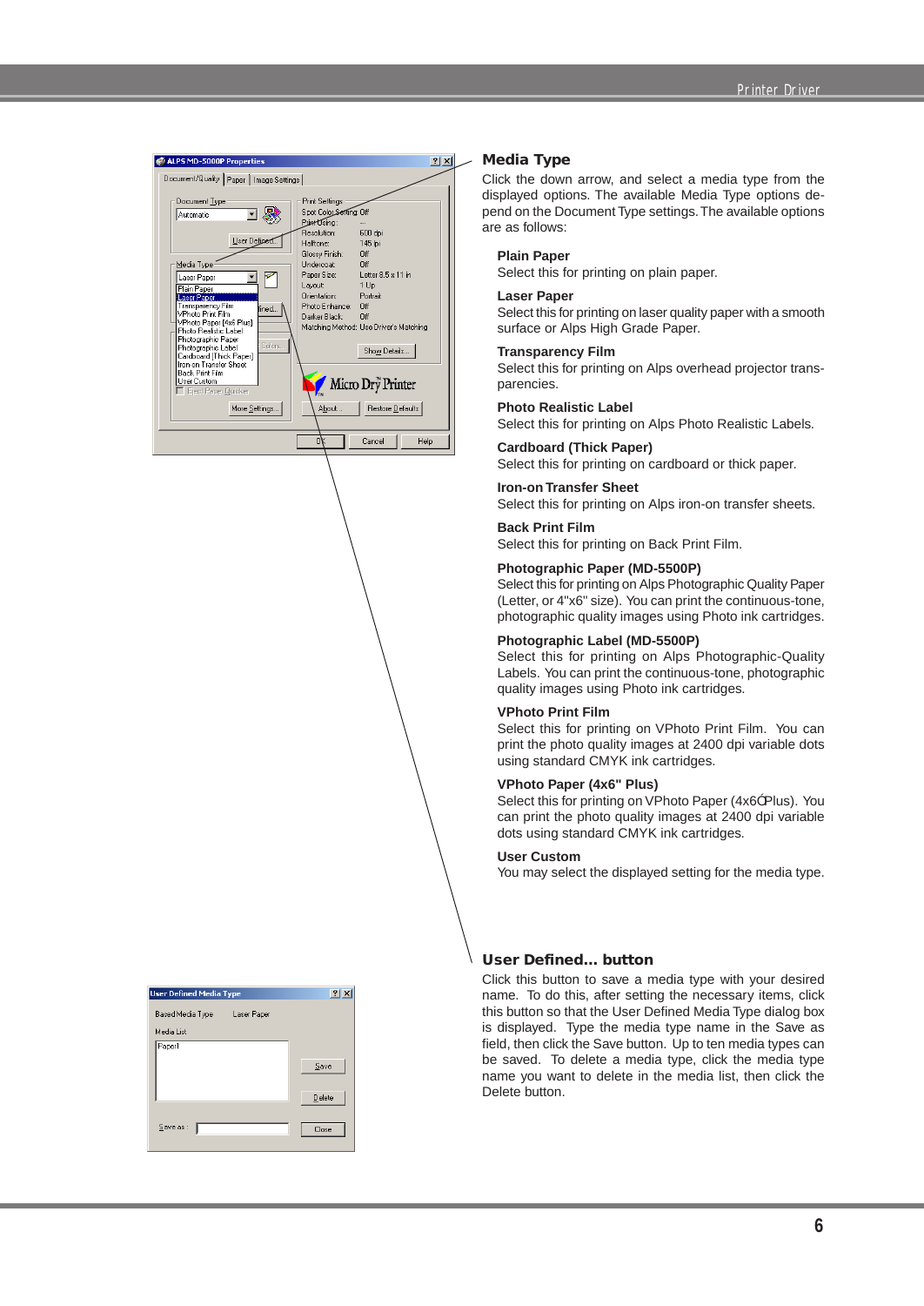## Media Type

Click the down arrow, and select a media type from the displayed options. The available Media Type options depend on the Document Type settings. The available options are as follows:

### Plain Paper
Select this for printing on plain paper.

### Laser Paper
Select this for printing on laser quality paper with a smooth surface or Alps High Grade Paper.

### Transparency Film
Select this for printing on Alps overhead projector transparencies.

### Photo Realistic Label
Select this for printing on Alps Photo Realistic Labels.

### Cardboard (Thick Paper)
Select this for printing on cardboard or thick paper.

### Iron-on Transfer Sheet
Select this for printing on Alps iron-on transfer sheets.

### Back Print Film
Select this for printing on Back Print Film.

### Photographic Paper (MD-5500P)
Select this for printing on Alps Photographic Quality Paper (Letter, or 4"x6" size). You can print the continuous-tone, photographic quality images using Photo ink cartridges.

### Photographic Label (MD-5500P)
Select this for printing on Alps Photographic-Quality Labels. You can print the continuous-tone, photographic quality images using Photo ink cartridges.

### VPhoto Print Film
Select this for printing on VPhoto Print Film. You can print the photo quality images at 2400 dpi variable dots using standard CMYK ink cartridges.

### VPhoto Paper (4x6" Plus)
Select this for printing on VPhoto Paper (4x6Ó Plus). You can print the photo quality images at 2400 dpi variable dots using standard CMYK ink cartridges.

### User Custom
You may select the displayed setting for the media type.

## User Defined... button

Click this button to save a media type with your desired name. To do this, after setting the necessary items, click this button so that the User Defined Media Type dialog box is displayed. Type the media type name in the Save as field, then click the Save button. Up to ten media types can be saved. To delete a media type, click the media type name you want to delete in the media list, then click the Delete button.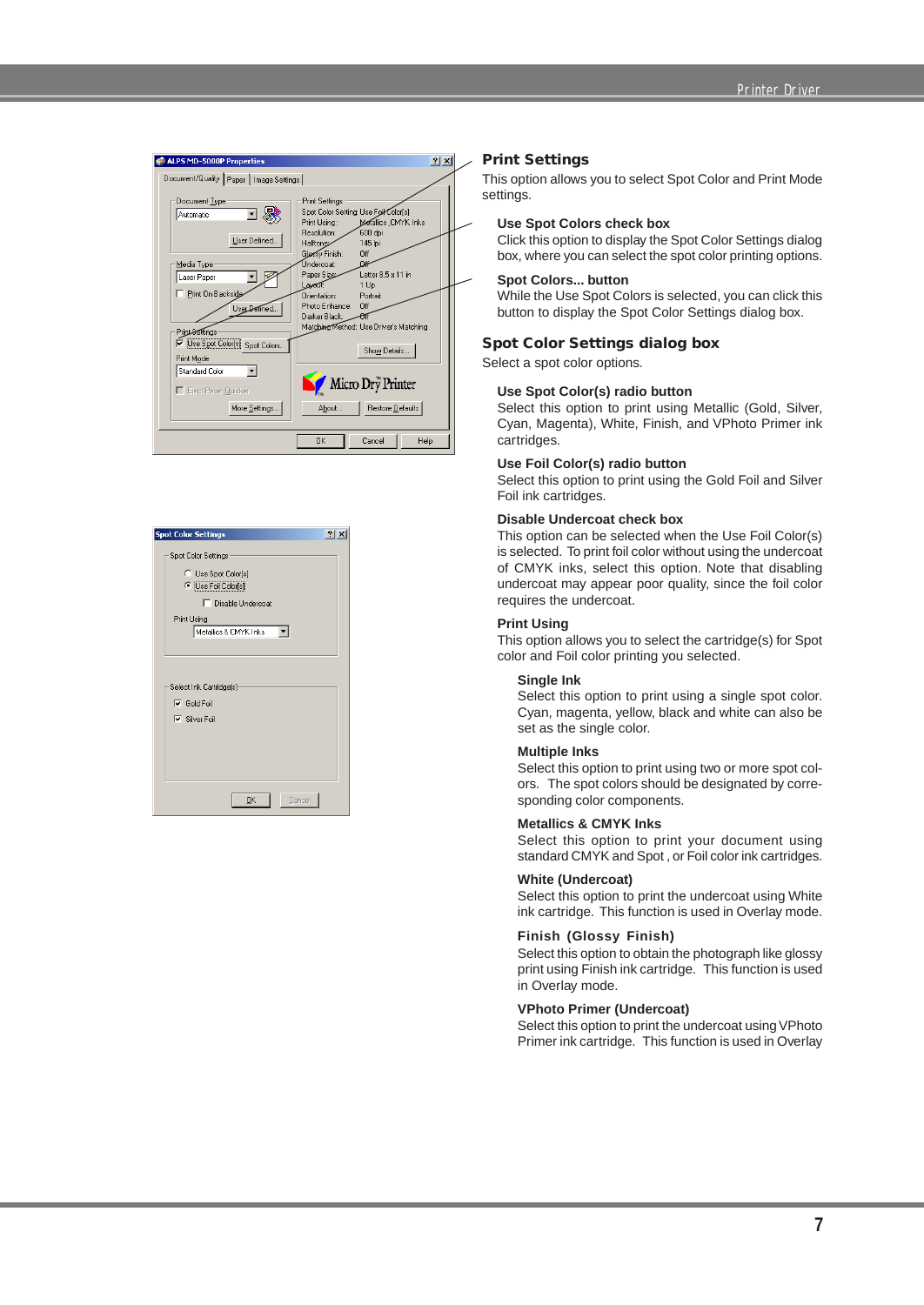## Print Settings

This option allows you to select Spot Color and Print Mode settings.

### Use Spot Colors check box

Click this option to display the Spot Color Settings dialog box, where you can select the spot color printing options.

### Spot Colors... button

While the Use Spot Colors is selected, you can click this button to display the Spot Color Settings dialog box.

## Spot Color Settings dialog box

Select a spot color options.

### Use Spot Color(s) radio button

Select this option to print using Metallic (Gold, Silver, Cyan, Magenta), White, Finish, and VPhoto Primer ink cartridges.

### Use Foil Color(s) radio button

Select this option to print using the Gold Foil and Silver Foil ink cartridges.

### Disable Undercoat check box

This option can be selected when the Use Foil Color(s) is selected. To print foil color without using the undercoat of CMYK inks, select this option. Note that disabling undercoat may appear poor quality, since the foil color requires the undercoat.

### Print Using

This option allows you to select the cartridge(s) for Spot color and Foil color printing you selected.

#### Single Ink

Select this option to print using a single spot color. Cyan, magenta, yellow, black and white can also be set as the single color.

#### Multiple Inks

Select this option to print using two or more spot colors. The spot colors should be designated by corresponding color components.

#### Metallics & CMYK Inks

Select this option to print your document using standard CMYK and Spot , or Foil color ink cartridges.

#### White (Undercoat)

Select this option to print the undercoat using White ink cartridge. This function is used in Overlay mode.

#### Finish (Glossy Finish)

Select this option to obtain the photograph like glossy print using Finish ink cartridge. This function is used in Overlay mode.

#### VPhoto Primer (Undercoat)

Select this option to print the undercoat using VPhoto Primer ink cartridge. This function is used in Overlay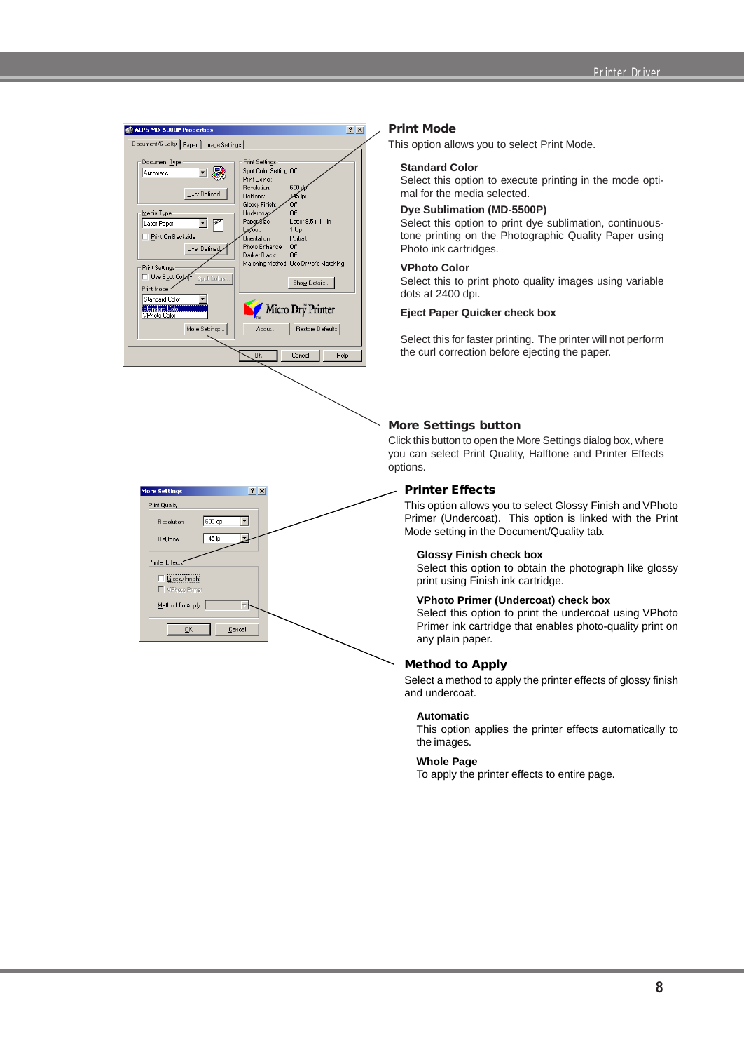## Print Mode

This option allows you to select Print Mode.

### Standard Color

Select this option to execute printing in the mode optimal for the media selected.

### Dye Sublimation (MD-5500P)

Select this option to print dye sublimation, continuous-tone printing on the Photographic Quality Paper using Photo ink cartridges.

### VPhoto Color

Select this to print photo quality images using variable dots at 2400 dpi.

### Eject Paper Quicker check box

Select this for faster printing. The printer will not perform the curl correction before ejecting the paper.

## More Settings button

Click this button to open the More Settings dialog box, where you can select Print Quality, Halftone and Printer Effects options.

## Printer Effects

This option allows you to select Glossy Finish and VPhoto Primer (Undercoat). This option is linked with the Print Mode setting in the Document/Quality tab.

### Glossy Finish check box

Select this option to obtain the photograph like glossy print using Finish ink cartridge.

### VPhoto Primer (Undercoat) check box

Select this option to print the undercoat using VPhoto Primer ink cartridge that enables photo-quality print on any plain paper.

## Method to Apply

Select a method to apply the printer effects of glossy finish and undercoat.

### Automatic

This option applies the printer effects automatically to the images.

### Whole Page

To apply the printer effects to entire page.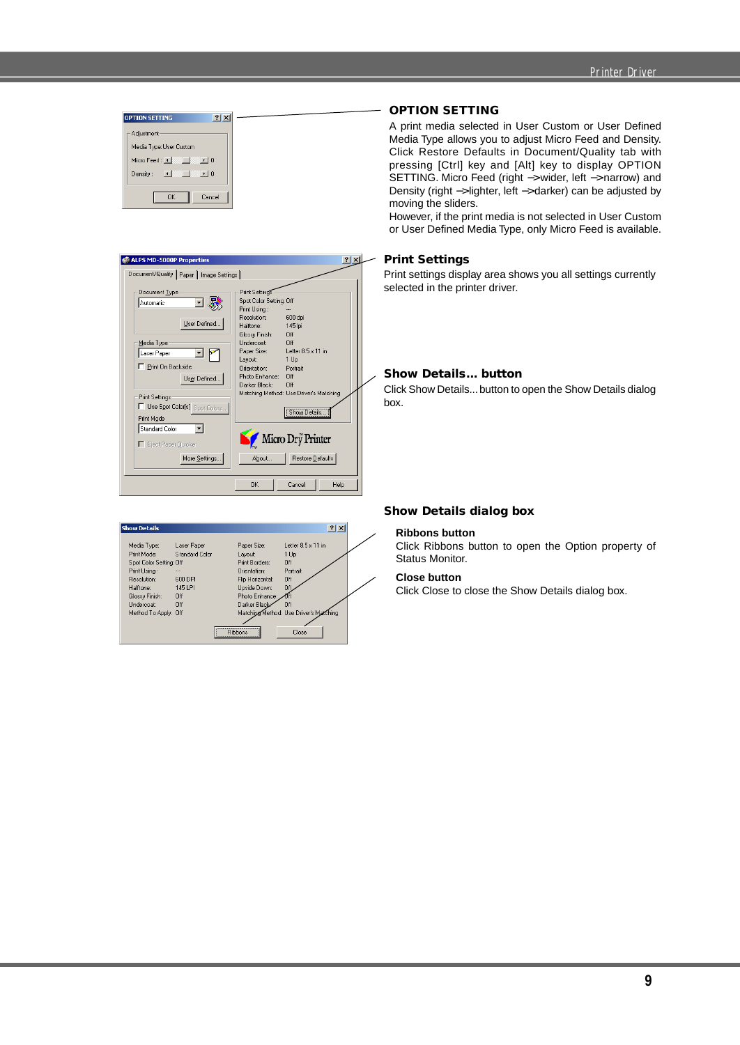## OPTION SETTING

A print media selected in User Custom or User Defined Media Type allows you to adjust Micro Feed and Density. Click Restore Defaults in Document/Quality tab with pressing [Ctrl] key and [Alt] key to display OPTION SETTING. Micro Feed (right –>wider, left –>narrow) and Density (right –>lighter, left –>darker) can be adjusted by moving the sliders.

However, if the print media is not selected in User Custom or User Defined Media Type, only Micro Feed is available.

## Print Settings

Print settings display area shows you all settings currently selected in the printer driver.

## Show Details... button

Click Show Details... button to open the Show Details dialog box.

## Show Details dialog box

### Ribbons button

Click Ribbons button to open the Option property of Status Monitor.

### Close button

Click Close to close the Show Details dialog box.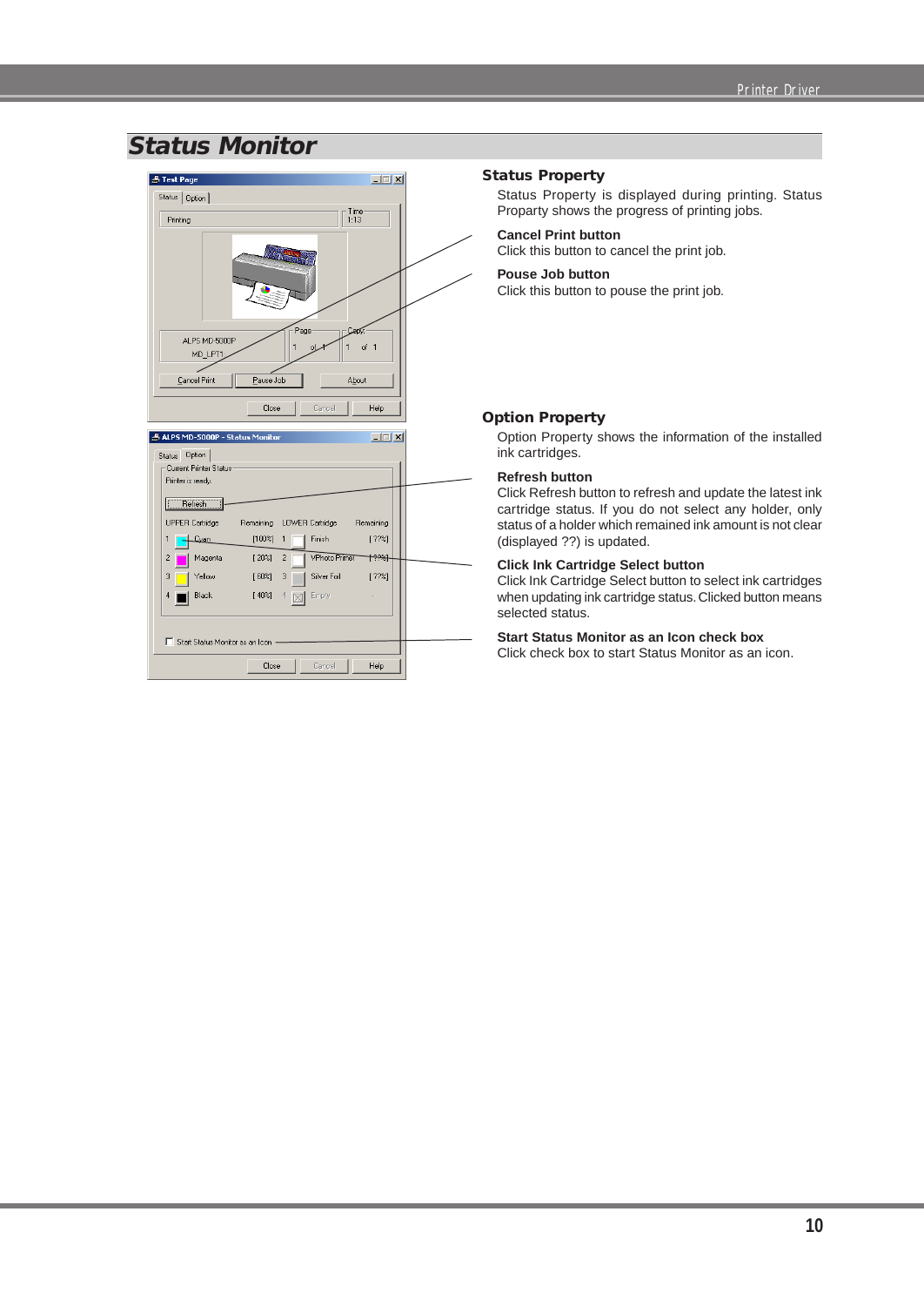# Status Monitor

## Status Property

Status Property is displayed during printing. Status Property shows the progress of printing jobs.

**Cancel Print button**
Click this button to cancel the print job.

**Pouse Job button**
Click this button to pouse the print job.

## Option Property

Option Property shows the information of the installed ink cartridges.

**Refresh button**
Click Refresh button to refresh and update the latest ink cartridge status. If you do not select any holder, only status of a holder which remained ink amount is not clear (displayed ??) is updated.

**Click Ink Cartridge Select button**
Click Ink Cartridge Select button to select ink cartridges when updating ink cartridge status. Clicked button means selected status.

**Start Status Monitor as an Icon check box**
Click check box to start Status Monitor as an icon.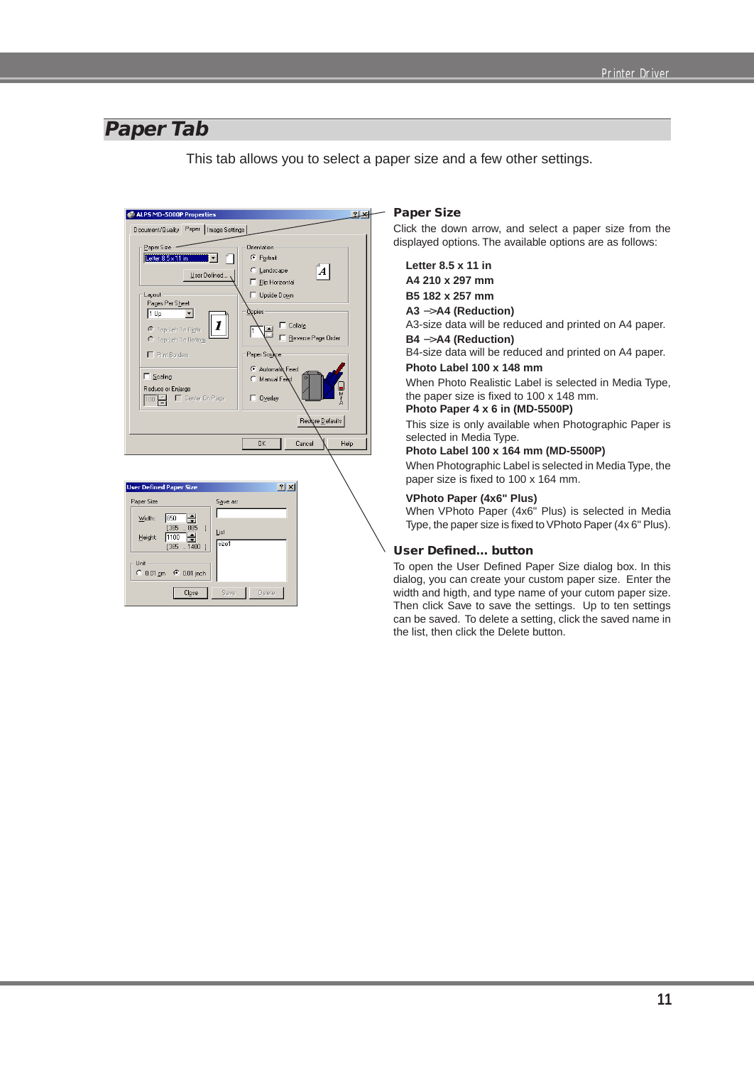# Paper Tab

This tab allows you to select a paper size and a few other settings.

## Paper Size

Click the down arrow, and select a paper size from the displayed options. The available options are as follows:

**Letter 8.5 x 11 in**

**A4 210 x 297 mm**

**B5 182 x 257 mm**

**A3 –>A4 (Reduction)**

A3-size data will be reduced and printed on A4 paper.

**B4 –>A4 (Reduction)**

B4-size data will be reduced and printed on A4 paper.

**Photo Label 100 x 148 mm**

When Photo Realistic Label is selected in Media Type, the paper size is fixed to 100 x 148 mm.

**Photo Paper 4 x 6 in (MD-5500P)**

This size is only available when Photographic Paper is selected in Media Type.

**Photo Label 100 x 164 mm (MD-5500P)**

When Photographic Label is selected in Media Type, the paper size is fixed to 100 x 164 mm.

**VPhoto Paper (4x6" Plus)**

When VPhoto Paper (4x6" Plus) is selected in Media Type, the paper size is fixed to VPhoto Paper (4x 6" Plus).

## User Defined... button

To open the User Defined Paper Size dialog box. In this dialog, you can create your custom paper size. Enter the width and higth, and type name of your cutom paper size. Then click Save to save the settings. Up to ten settings can be saved. To delete a setting, click the saved name in the list, then click the Delete button.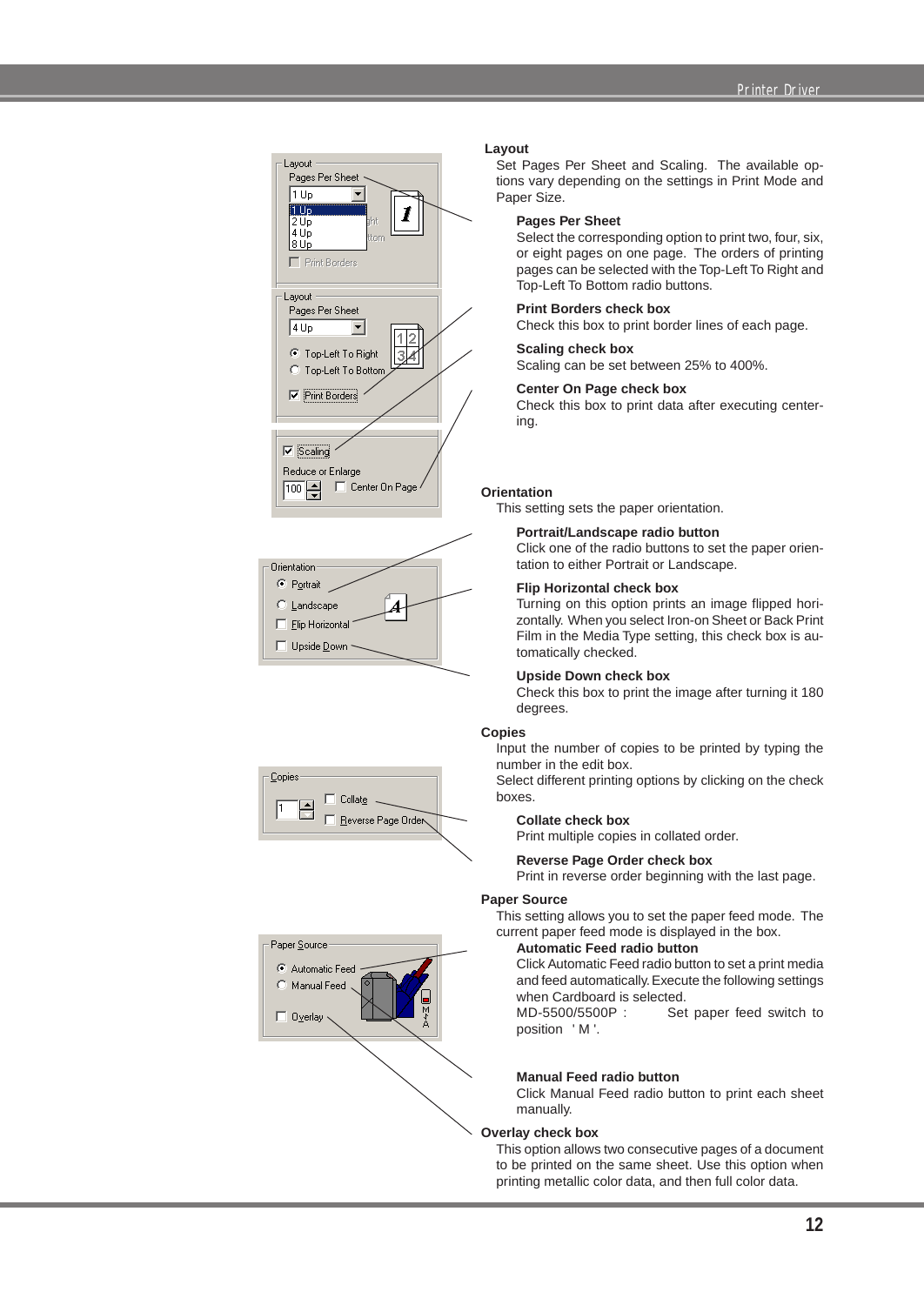## Layout

Set Pages Per Sheet and Scaling. The available options vary depending on the settings in Print Mode and Paper Size.

### Pages Per Sheet

Select the corresponding option to print two, four, six, or eight pages on one page. The orders of printing pages can be selected with the Top-Left To Right and Top-Left To Bottom radio buttons.

### Print Borders check box

Check this box to print border lines of each page.

### Scaling check box

Scaling can be set between 25% to 400%.

### Center On Page check box

Check this box to print data after executing centering.

## Orientation

This setting sets the paper orientation.

### Portrait/Landscape radio button

Click one of the radio buttons to set the paper orientation to either Portrait or Landscape.

### Flip Horizontal check box

Turning on this option prints an image flipped horizontally. When you select Iron-on Sheet or Back Print Film in the Media Type setting, this check box is automatically checked.

### Upside Down check box

Check this box to print the image after turning it 180 degrees.

## Copies

Input the number of copies to be printed by typing the number in the edit box.

Select different printing options by clicking on the check boxes.

### Collate check box

Print multiple copies in collated order.

### Reverse Page Order check box

Print in reverse order beginning with the last page.

## Paper Source

This setting allows you to set the paper feed mode. The current paper feed mode is displayed in the box.

### Automatic Feed radio button

Click Automatic Feed radio button to set a print media and feed automatically. Execute the following settings when Cardboard is selected.

MD-5500/5500P : Set paper feed switch to position ' M '.

### Manual Feed radio button

Click Manual Feed radio button to print each sheet manually.

## Overlay check box

This option allows two consecutive pages of a document to be printed on the same sheet. Use this option when printing metallic color data, and then full color data.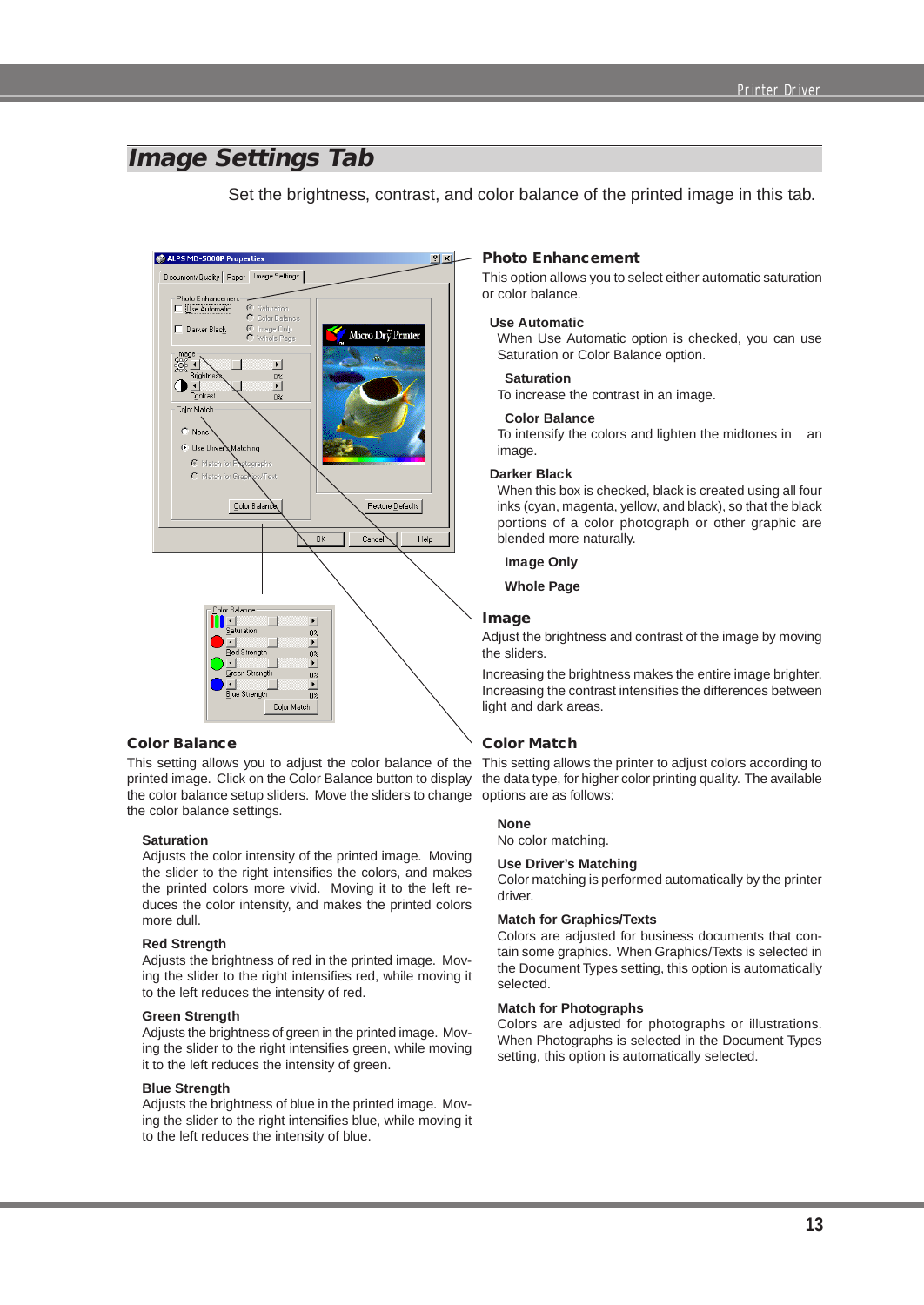# Image Settings Tab

Set the brightness, contrast, and color balance of the printed image in this tab.

## Photo Enhancement

This option allows you to select either automatic saturation or color balance.

### Use Automatic

When Use Automatic option is checked, you can use Saturation or Color Balance option.

**Saturation**

To increase the contrast in an image.

**Color Balance**

To intensify the colors and lighten the midtones in an image.

### Darker Black

When this box is checked, black is created using all four inks (cyan, magenta, yellow, and black), so that the black portions of a color photograph or other graphic are blended more naturally.

**Image Only**

**Whole Page**

## Image

Adjust the brightness and contrast of the image by moving the sliders.

Increasing the brightness makes the entire image brighter. Increasing the contrast intensifies the differences between light and dark areas.

## Color Balance

This setting allows you to adjust the color balance of the printed image. Click on the Color Balance button to display the color balance setup sliders. Move the sliders to change the color balance settings.

### Saturation

Adjusts the color intensity of the printed image. Moving the slider to the right intensifies the colors, and makes the printed colors more vivid. Moving it to the left reduces the color intensity, and makes the printed colors more dull.

### Red Strength

Adjusts the brightness of red in the printed image. Moving the slider to the right intensifies red, while moving it to the left reduces the intensity of red.

### Green Strength

Adjusts the brightness of green in the printed image. Moving the slider to the right intensifies green, while moving it to the left reduces the intensity of green.

### Blue Strength

Adjusts the brightness of blue in the printed image. Moving the slider to the right intensifies blue, while moving it to the left reduces the intensity of blue.

## Color Match

This setting allows the printer to adjust colors according to the data type, for higher color printing quality. The available options are as follows:

### None

No color matching.

### Use Driver's Matching

Color matching is performed automatically by the printer driver.

### Match for Graphics/Texts

Colors are adjusted for business documents that contain some graphics. When Graphics/Texts is selected in the Document Types setting, this option is automatically selected.

### Match for Photographs

Colors are adjusted for photographs or illustrations. When Photographs is selected in the Document Types setting, this option is automatically selected.